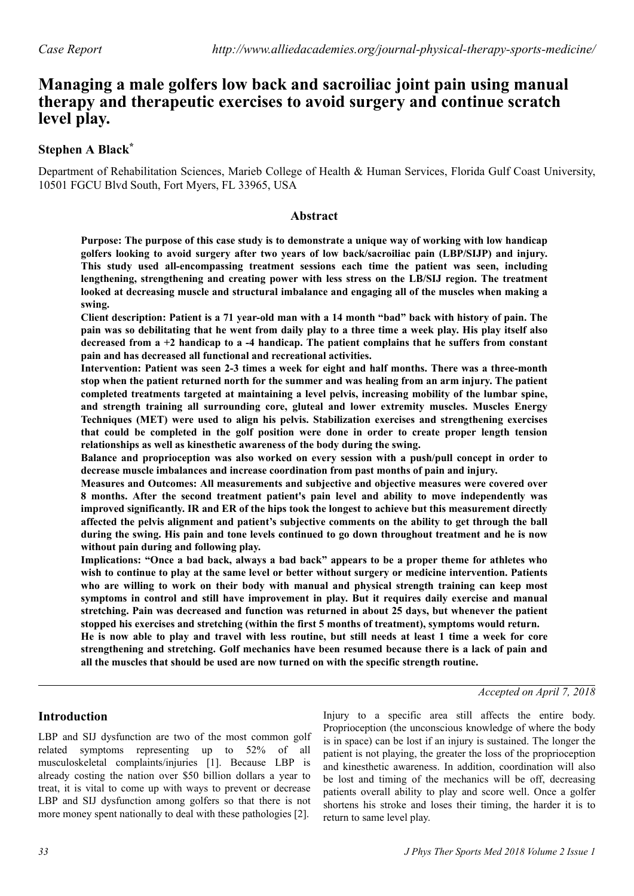Case Report

http://www.alliedacademies.org/journal-physical-therapy-sports-medicine/

# Managing a male golfers low back and sacroiliac joint pain using manual therapy and therapeutic exercises to avoid surgery and continue scratch level play.

**Stephen A Black***

Department of Rehabilitation Sciences, Marieb College of Health & Human Services, Florida Gulf Coast University, 10501 FGCU Blvd South, Fort Myers, FL 33965, USA

## Abstract

**Purpose: The purpose of this case study is to demonstrate a unique way of working with low handicap golfers looking to avoid surgery after two years of low back/sacroiliac pain (LBP/SIJP) and injury. This study used all-encompassing treatment sessions each time the patient was seen, including lengthening, strengthening and creating power with less stress on the LB/SIJ region. The treatment looked at decreasing muscle and structural imbalance and engaging all of the muscles when making a swing.**

**Client description: Patient is a 71 year-old man with a 14 month "bad" back with history of pain. The pain was so debilitating that he went from daily play to a three time a week play. His play itself also decreased from a +2 handicap to a -4 handicap. The patient complains that he suffers from constant pain and has decreased all functional and recreational activities.**

**Intervention: Patient was seen 2-3 times a week for eight and half months. There was a three-month stop when the patient returned north for the summer and was healing from an arm injury. The patient completed treatments targeted at maintaining a level pelvis, increasing mobility of the lumbar spine, and strength training all surrounding core, gluteal and lower extremity muscles. Muscles Energy Techniques (MET) were used to align his pelvis. Stabilization exercises and strengthening exercises that could be completed in the golf position were done in order to create proper length tension relationships as well as kinesthetic awareness of the body during the swing.**

**Balance and proprioception was also worked on every session with a push/pull concept in order to decrease muscle imbalances and increase coordination from past months of pain and injury.**

**Measures and Outcomes: All measurements and subjective and objective measures were covered over 8 months. After the second treatment patient's pain level and ability to move independently was improved significantly. IR and ER of the hips took the longest to achieve but this measurement directly affected the pelvis alignment and patient's subjective comments on the ability to get through the ball during the swing. His pain and tone levels continued to go down throughout treatment and he is now without pain during and following play.**

**Implications: "Once a bad back, always a bad back" appears to be a proper theme for athletes who wish to continue to play at the same level or better without surgery or medicine intervention. Patients who are willing to work on their body with manual and physical strength training can keep most symptoms in control and still have improvement in play. But it requires daily exercise and manual stretching. Pain was decreased and function was returned in about 25 days, but whenever the patient stopped his exercises and stretching (within the first 5 months of treatment), symptoms would return.**

**He is now able to play and travel with less routine, but still needs at least 1 time a week for core strengthening and stretching. Golf mechanics have been resumed because there is a lack of pain and all the muscles that should be used are now turned on with the specific strength routine.**

*Accepted on April 7, 2018*

## Introduction

LBP and SIJ dysfunction are two of the most common golf related symptoms representing up to 52% of all musculoskeletal complaints/injuries [1]. Because LBP is already costing the nation over $50 billion dollars a year to treat, it is vital to come up with ways to prevent or decrease LBP and SIJ dysfunction among golfers so that there is not more money spent nationally to deal with these pathologies [2].

Injury to a specific area still affects the entire body. Proprioception (the unconscious knowledge of where the body is in space) can be lost if an injury is sustained. The longer the patient is not playing, the greater the loss of the proprioception and kinesthetic awareness. In addition, coordination will also be lost and timing of the mechanics will be off, decreasing patients overall ability to play and score well. Once a golfer shortens his stroke and loses their timing, the harder it is to return to same level play.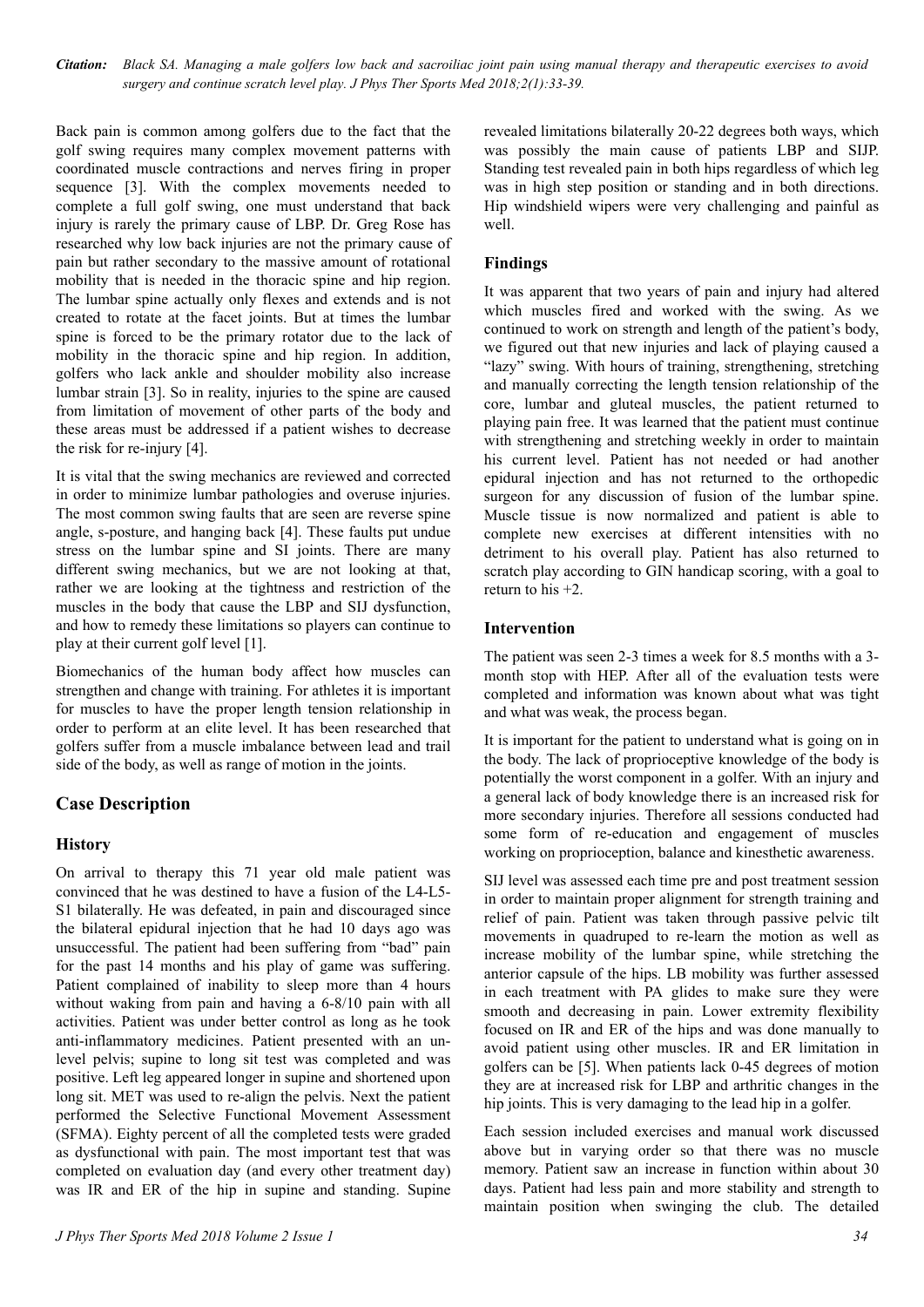Back pain is common among golfers due to the fact that the golf swing requires many complex movement patterns with coordinated muscle contractions and nerves firing in proper sequence [3]. With the complex movements needed to complete a full golf swing, one must understand that back injury is rarely the primary cause of LBP. Dr. Greg Rose has researched why low back injuries are not the primary cause of pain but rather secondary to the massive amount of rotational mobility that is needed in the thoracic spine and hip region. The lumbar spine actually only flexes and extends and is not created to rotate at the facet joints. But at times the lumbar spine is forced to be the primary rotator due to the lack of mobility in the thoracic spine and hip region. In addition, golfers who lack ankle and shoulder mobility also increase lumbar strain [3]. So in reality, injuries to the spine are caused from limitation of movement of other parts of the body and these areas must be addressed if a patient wishes to decrease the risk for re-injury [4].

It is vital that the swing mechanics are reviewed and corrected in order to minimize lumbar pathologies and overuse injuries. The most common swing faults that are seen are reverse spine angle, s-posture, and hanging back [4]. These faults put undue stress on the lumbar spine and SI joints. There are many different swing mechanics, but we are not looking at that, rather we are looking at the tightness and restriction of the muscles in the body that cause the LBP and SIJ dysfunction, and how to remedy these limitations so players can continue to play at their current golf level [1].

Biomechanics of the human body affect how muscles can strengthen and change with training. For athletes it is important for muscles to have the proper length tension relationship in order to perform at an elite level. It has been researched that golfers suffer from a muscle imbalance between lead and trail side of the body, as well as range of motion in the joints.

## Case Description

### History

On arrival to therapy this 71 year old male patient was convinced that he was destined to have a fusion of the L4-L5-S1 bilaterally. He was defeated, in pain and discouraged since the bilateral epidural injection that he had 10 days ago was unsuccessful. The patient had been suffering from "bad" pain for the past 14 months and his play of game was suffering. Patient complained of inability to sleep more than 4 hours without waking from pain and having a 6-8/10 pain with all activities. Patient was under better control as long as he took anti-inflammatory medicines. Patient presented with an un-level pelvis; supine to long sit test was completed and was positive. Left leg appeared longer in supine and shortened upon long sit. MET was used to re-align the pelvis. Next the patient performed the Selective Functional Movement Assessment (SFMA). Eighty percent of all the completed tests were graded as dysfunctional with pain. The most important test that was completed on evaluation day (and every other treatment day) was IR and ER of the hip in supine and standing. Supine revealed limitations bilaterally 20-22 degrees both ways, which was possibly the main cause of patients LBP and SIJP. Standing test revealed pain in both hips regardless of which leg was in high step position or standing and in both directions. Hip windshield wipers were very challenging and painful as well.

### Findings

It was apparent that two years of pain and injury had altered which muscles fired and worked with the swing. As we continued to work on strength and length of the patient's body, we figured out that new injuries and lack of playing caused a "lazy" swing. With hours of training, strengthening, stretching and manually correcting the length tension relationship of the core, lumbar and gluteal muscles, the patient returned to playing pain free. It was learned that the patient must continue with strengthening and stretching weekly in order to maintain his current level. Patient has not needed or had another epidural injection and has not returned to the orthopedic surgeon for any discussion of fusion of the lumbar spine. Muscle tissue is now normalized and patient is able to complete new exercises at different intensities with no detriment to his overall play. Patient has also returned to scratch play according to GIN handicap scoring, with a goal to return to his +2.

### Intervention

The patient was seen 2-3 times a week for 8.5 months with a 3-month stop with HEP. After all of the evaluation tests were completed and information was known about what was tight and what was weak, the process began.

It is important for the patient to understand what is going on in the body. The lack of proprioceptive knowledge of the body is potentially the worst component in a golfer. With an injury and a general lack of body knowledge there is an increased risk for more secondary injuries. Therefore all sessions conducted had some form of re-education and engagement of muscles working on proprioception, balance and kinesthetic awareness.

SIJ level was assessed each time pre and post treatment session in order to maintain proper alignment for strength training and relief of pain. Patient was taken through passive pelvic tilt movements in quadruped to re-learn the motion as well as increase mobility of the lumbar spine, while stretching the anterior capsule of the hips. LB mobility was further assessed in each treatment with PA glides to make sure they were smooth and decreasing in pain. Lower extremity flexibility focused on IR and ER of the hips and was done manually to avoid patient using other muscles. IR and ER limitation in golfers can be [5]. When patients lack 0-45 degrees of motion they are at increased risk for LBP and arthritic changes in the hip joints. This is very damaging to the lead hip in a golfer.

Each session included exercises and manual work discussed above but in varying order so that there was no muscle memory. Patient saw an increase in function within about 30 days. Patient had less pain and more stability and strength to maintain position when swinging the club. The detailed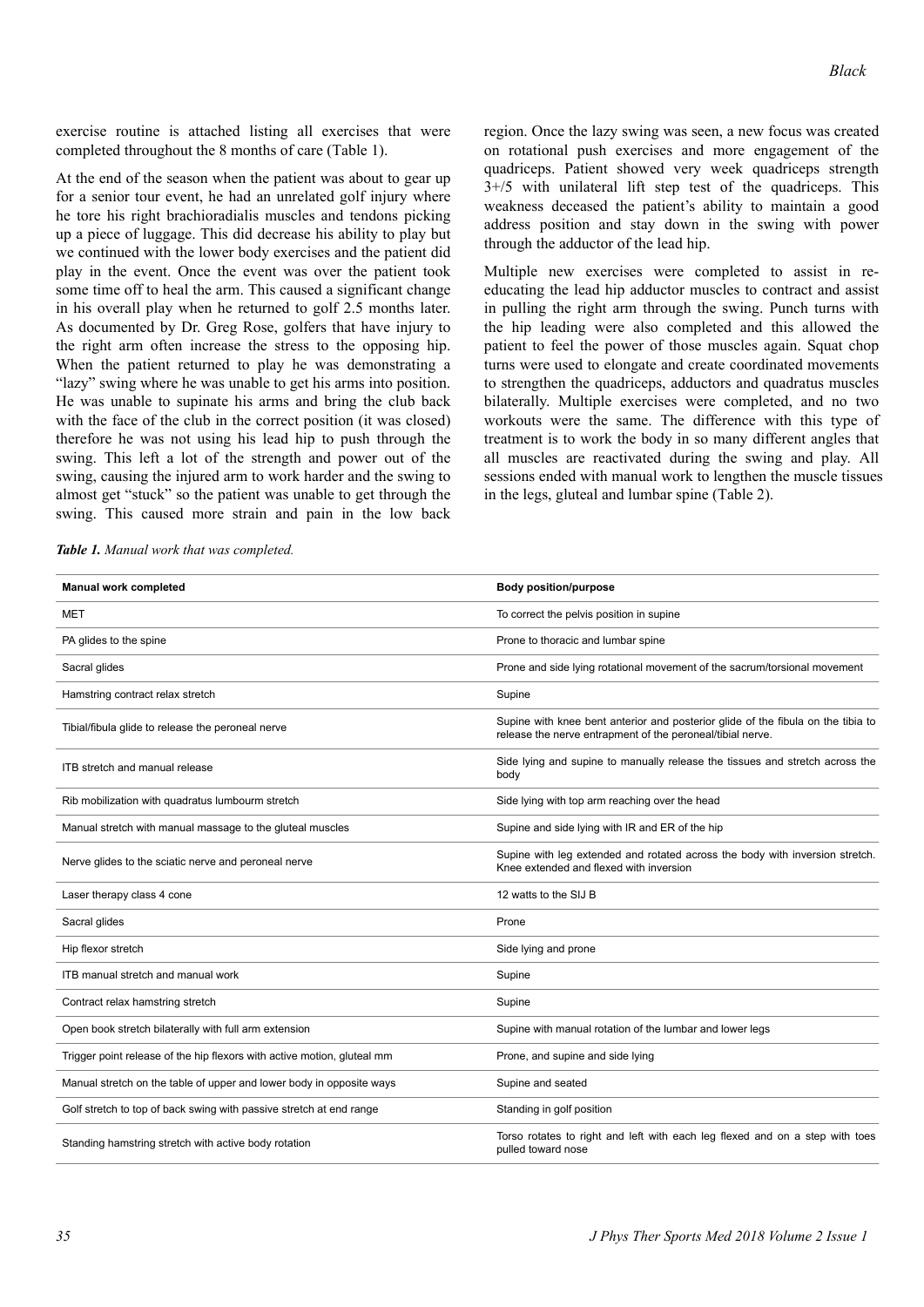exercise routine is attached listing all exercises that were completed throughout the 8 months of care (Table 1).

At the end of the season when the patient was about to gear up for a senior tour event, he had an unrelated golf injury where he tore his right brachioradialis muscles and tendons picking up a piece of luggage. This did decrease his ability to play but we continued with the lower body exercises and the patient did play in the event. Once the event was over the patient took some time off to heal the arm. This caused a significant change in his overall play when he returned to golf 2.5 months later. As documented by Dr. Greg Rose, golfers that have injury to the right arm often increase the stress to the opposing hip. When the patient returned to play he was demonstrating a "lazy" swing where he was unable to get his arms into position. He was unable to supinate his arms and bring the club back with the face of the club in the correct position (it was closed) therefore he was not using his lead hip to push through the swing. This left a lot of the strength and power out of the swing, causing the injured arm to work harder and the swing to almost get "stuck" so the patient was unable to get through the swing. This caused more strain and pain in the low back region. Once the lazy swing was seen, a new focus was created on rotational push exercises and more engagement of the quadriceps. Patient showed very week quadriceps strength 3+/5 with unilateral lift step test of the quadriceps. This weakness deceased the patient's ability to maintain a good address position and stay down in the swing with power through the adductor of the lead hip.

Multiple new exercises were completed to assist in re-educating the lead hip adductor muscles to contract and assist in pulling the right arm through the swing. Punch turns with the hip leading were also completed and this allowed the patient to feel the power of those muscles again. Squat chop turns were used to elongate and create coordinated movements to strengthen the quadriceps, adductors and quadratus muscles bilaterally. Multiple exercises were completed, and no two workouts were the same. The difference with this type of treatment is to work the body in so many different angles that all muscles are reactivated during the swing and play. All sessions ended with manual work to lengthen the muscle tissues in the legs, gluteal and lumbar spine (Table 2).

***Table 1.*** *Manual work that was completed.*

| Manual work completed | Body position/purpose |
|---|---|
| MET | To correct the pelvis position in supine |
| PA glides to the spine | Prone to thoracic and lumbar spine |
| Sacral glides | Prone and side lying rotational movement of the sacrum/torsional movement |
| Hamstring contract relax stretch | Supine |
| Tibial/fibula glide to release the peroneal nerve | Supine with knee bent anterior and posterior glide of the fibula on the tibia to release the nerve entrapment of the peroneal/tibial nerve. |
| ITB stretch and manual release | Side lying and supine to manually release the tissues and stretch across the body |
| Rib mobilization with quadratus lumbourm stretch | Side lying with top arm reaching over the head |
| Manual stretch with manual massage to the gluteal muscles | Supine and side lying with IR and ER of the hip |
| Nerve glides to the sciatic nerve and peroneal nerve | Supine with leg extended and rotated across the body with inversion stretch. Knee extended and flexed with inversion |
| Laser therapy class 4 cone | 12 watts to the SIJ B |
| Sacral glides | Prone |
| Hip flexor stretch | Side lying and prone |
| ITB manual stretch and manual work | Supine |
| Contract relax hamstring stretch | Supine |
| Open book stretch bilaterally with full arm extension | Supine with manual rotation of the lumbar and lower legs |
| Trigger point release of the hip flexors with active motion, gluteal mm | Prone, and supine and side lying |
| Manual stretch on the table of upper and lower body in opposite ways | Supine and seated |
| Golf stretch to top of back swing with passive stretch at end range | Standing in golf position |
| Standing hamstring stretch with active body rotation | Torso rotates to right and left with each leg flexed and on a step with toes pulled toward nose |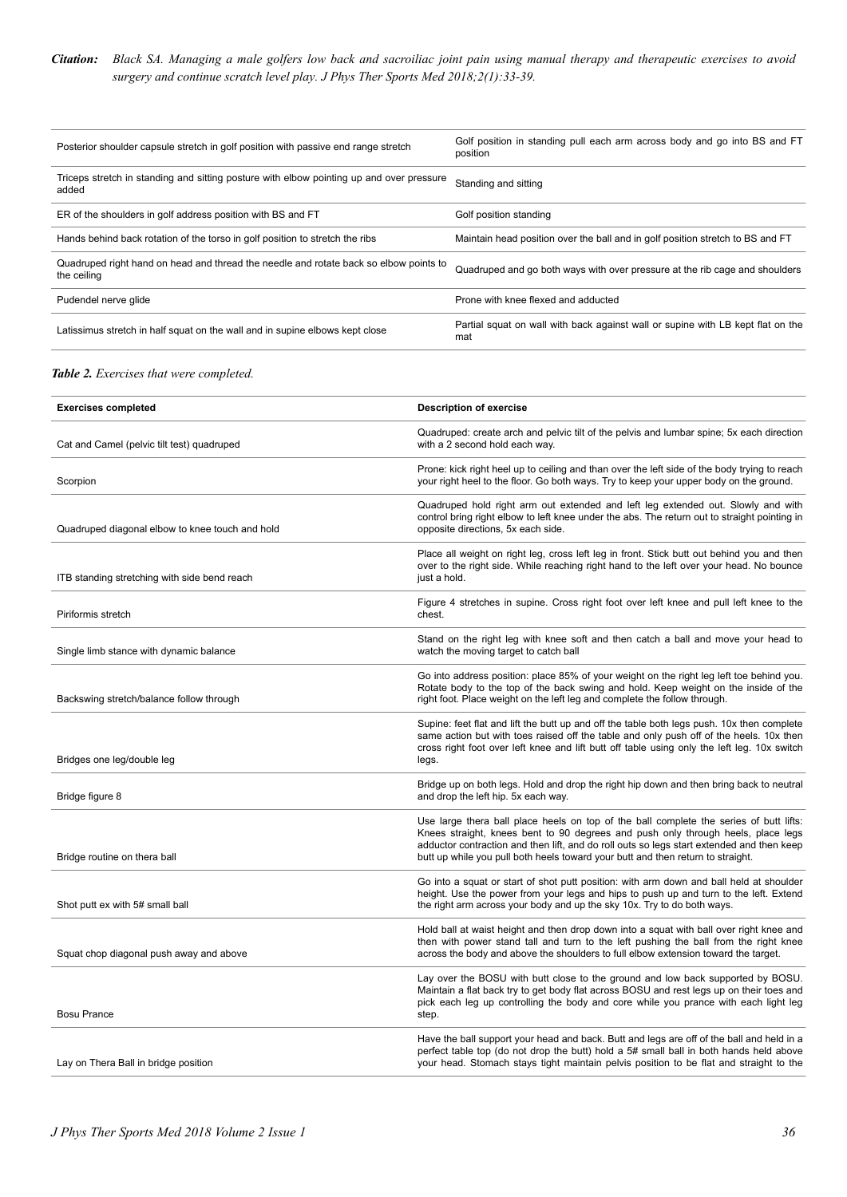| | |
|---|---|
| Posterior shoulder capsule stretch in golf position with passive end range stretch | Golf position in standing pull each arm across body and go into BS and FT position |
| Triceps stretch in standing and sitting posture with elbow pointing up and over pressure added | Standing and sitting |
| ER of the shoulders in golf address position with BS and FT | Golf position standing |
| Hands behind back rotation of the torso in golf position to stretch the ribs | Maintain head position over the ball and in golf position stretch to BS and FT |
| Quadruped right hand on head and thread the needle and rotate back so elbow points to the ceiling | Quadruped and go both ways with over pressure at the rib cage and shoulders |
| Pudendel nerve glide | Prone with knee flexed and adducted |
| Latissimus stretch in half squat on the wall and in supine elbows kept close | Partial squat on wall with back against wall or supine with LB kept flat on the mat |

***Table 2.*** *Exercises that were completed.*

| Exercises completed | Description of exercise |
|---|---|
| Cat and Camel (pelvic tilt test) quadruped | Quadruped: create arch and pelvic tilt of the pelvis and lumbar spine; 5x each direction with a 2 second hold each way. |
| Scorpion | Prone: kick right heel up to ceiling and than over the left side of the body trying to reach your right heel to the floor. Go both ways. Try to keep your upper body on the ground. |
| Quadruped diagonal elbow to knee touch and hold | Quadruped hold right arm out extended and left leg extended out. Slowly and with control bring right elbow to left knee under the abs. The return out to straight pointing in opposite directions, 5x each side. |
| ITB standing stretching with side bend reach | Place all weight on right leg, cross left leg in front. Stick butt out behind you and then over to the right side. While reaching right hand to the left over your head. No bounce just a hold. |
| Piriformis stretch | Figure 4 stretches in supine. Cross right foot over left knee and pull left knee to the chest. |
| Single limb stance with dynamic balance | Stand on the right leg with knee soft and then catch a ball and move your head to watch the moving target to catch ball |
| Backswing stretch/balance follow through | Go into address position: place 85% of your weight on the right leg left toe behind you. Rotate body to the top of the back swing and hold. Keep weight on the inside of the right foot. Place weight on the left leg and complete the follow through. |
| Bridges one leg/double leg | Supine: feet flat and lift the butt up and off the table both legs push. 10x then complete same action but with toes raised off the table and only push off of the heels. 10x then cross right foot over left knee and lift butt off table using only the left leg. 10x switch legs. |
| Bridge figure 8 | Bridge up on both legs. Hold and drop the right hip down and then bring back to neutral and drop the left hip. 5x each way. |
| Bridge routine on thera ball | Use large thera ball place heels on top of the ball complete the series of butt lifts: Knees straight, knees bent to 90 degrees and push only through heels, place legs adductor contraction and then lift, and do roll outs so legs start extended and then keep butt up while you pull both heels toward your butt and then return to straight. |
| Shot putt ex with 5# small ball | Go into a squat or start of shot putt position: with arm down and ball held at shoulder height. Use the power from your legs and hips to push up and turn to the left. Extend the right arm across your body and up the sky 10x. Try to do both ways. |
| Squat chop diagonal push away and above | Hold ball at waist height and then drop down into a squat with ball over right knee and then with power stand tall and turn to the left pushing the ball from the right knee across the body and above the shoulders to full elbow extension toward the target. |
| Bosu Prance | Lay over the BOSU with butt close to the ground and low back supported by BOSU. Maintain a flat back try to get body flat across BOSU and rest legs up on their toes and pick each leg up controlling the body and core while you prance with each light leg step. |
| Lay on Thera Ball in bridge position | Have the ball support your head and back. Butt and legs are off of the ball and held in a perfect table top (do not drop the butt) hold a 5# small ball in both hands held above your head. Stomach stays tight maintain pelvis position to be flat and straight to the |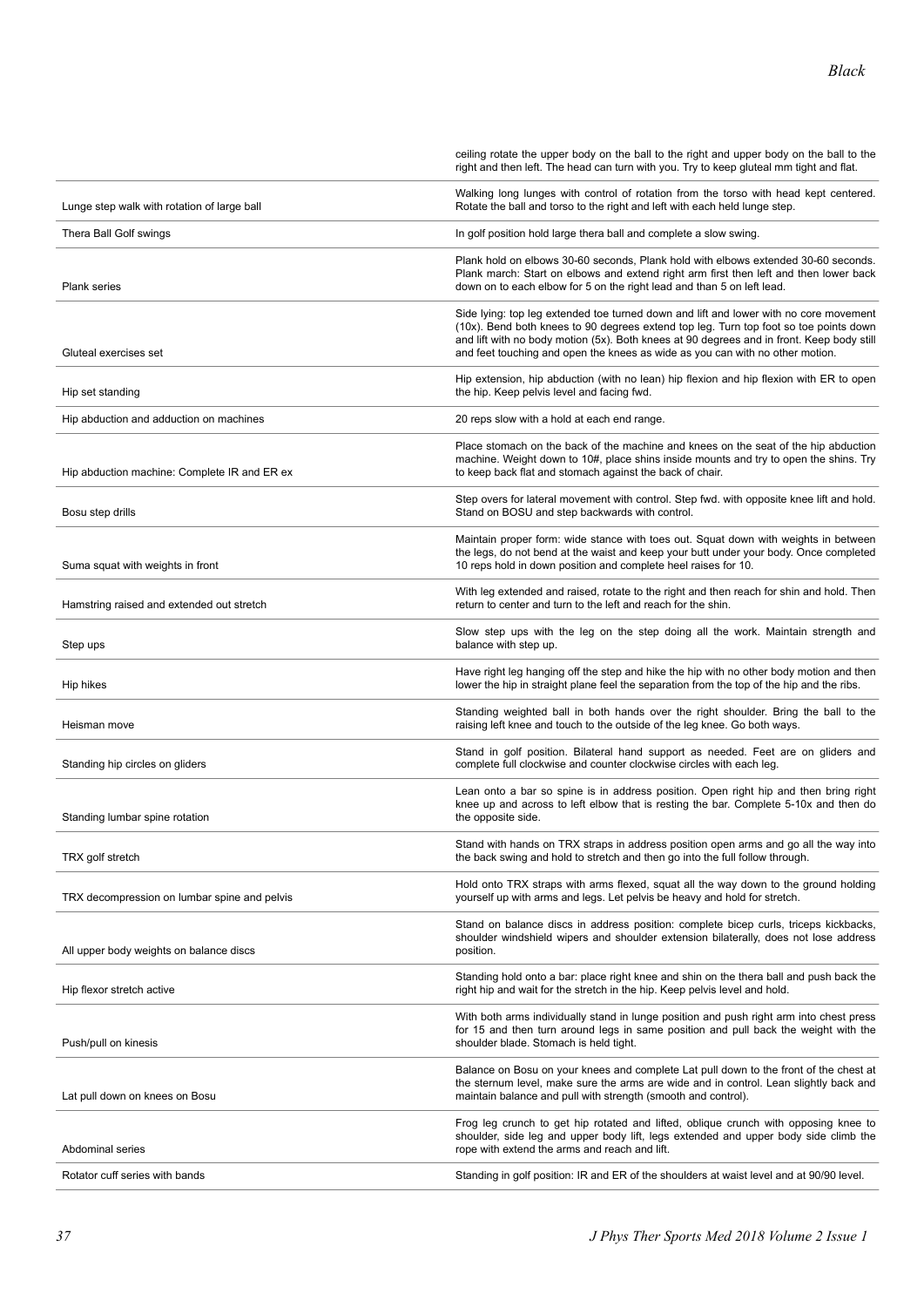| | |
|---|---|
| | ceiling rotate the upper body on the ball to the right and upper body on the ball to the right and then left. The head can turn with you. Try to keep gluteal mm tight and flat. |
| Lunge step walk with rotation of large ball | Walking long lunges with control of rotation from the torso with head kept centered. Rotate the ball and torso to the right and left with each held lunge step. |
| Thera Ball Golf swings | In golf position hold large thera ball and complete a slow swing. |
| Plank series | Plank hold on elbows 30-60 seconds, Plank hold with elbows extended 30-60 seconds. Plank march: Start on elbows and extend right arm first then left and then lower back down on to each elbow for 5 on the right lead and than 5 on left lead. |
| Gluteal exercises set | Side lying: top leg extended toe turned down and lift and lower with no core movement (10x). Bend both knees to 90 degrees extend top leg. Turn top foot so toe points down and lift with no body motion (5x). Both knees at 90 degrees and in front. Keep body still and feet touching and open the knees as wide as you can with no other motion. |
| Hip set standing | Hip extension, hip abduction (with no lean) hip flexion and hip flexion with ER to open the hip. Keep pelvis level and facing fwd. |
| Hip abduction and adduction on machines | 20 reps slow with a hold at each end range. |
| Hip abduction machine: Complete IR and ER ex | Place stomach on the back of the machine and knees on the seat of the hip abduction machine. Weight down to 10#, place shins inside mounts and try to open the shins. Try to keep back flat and stomach against the back of chair. |
| Bosu step drills | Step overs for lateral movement with control. Step fwd. with opposite knee lift and hold. Stand on BOSU and step backwards with control. |
| Suma squat with weights in front | Maintain proper form: wide stance with toes out. Squat down with weights in between the legs, do not bend at the waist and keep your butt under your body. Once completed 10 reps hold in down position and complete heel raises for 10. |
| Hamstring raised and extended out stretch | With leg extended and raised, rotate to the right and then reach for shin and hold. Then return to center and turn to the left and reach for the shin. |
| Step ups | Slow step ups with the leg on the step doing all the work. Maintain strength and balance with step up. |
| Hip hikes | Have right leg hanging off the step and hike the hip with no other body motion and then lower the hip in straight plane feel the separation from the top of the hip and the ribs. |
| Heisman move | Standing weighted ball in both hands over the right shoulder. Bring the ball to the raising left knee and touch to the outside of the leg knee. Go both ways. |
| Standing hip circles on gliders | Stand in golf position. Bilateral hand support as needed. Feet are on gliders and complete full clockwise and counter clockwise circles with each leg. |
| Standing lumbar spine rotation | Lean onto a bar so spine is in address position. Open right hip and then bring right knee up and across to left elbow that is resting the bar. Complete 5-10x and then do the opposite side. |
| TRX golf stretch | Stand with hands on TRX straps in address position open arms and go all the way into the back swing and hold to stretch and then go into the full follow through. |
| TRX decompression on lumbar spine and pelvis | Hold onto TRX straps with arms flexed, squat all the way down to the ground holding yourself up with arms and legs. Let pelvis be heavy and hold for stretch. |
| All upper body weights on balance discs | Stand on balance discs in address position: complete bicep curls, triceps kickbacks, shoulder windshield wipers and shoulder extension bilaterally, does not lose address position. |
| Hip flexor stretch active | Standing hold onto a bar: place right knee and shin on the thera ball and push back the right hip and wait for the stretch in the hip. Keep pelvis level and hold. |
| Push/pull on kinesis | With both arms individually stand in lunge position and push right arm into chest press for 15 and then turn around legs in same position and pull back the weight with the shoulder blade. Stomach is held tight. |
| Lat pull down on knees on Bosu | Balance on Bosu on your knees and complete Lat pull down to the front of the chest at the sternum level, make sure the arms are wide and in control. Lean slightly back and maintain balance and pull with strength (smooth and control). |
| Abdominal series | Frog leg crunch to get hip rotated and lifted, oblique crunch with opposing knee to shoulder, side leg and upper body lift, legs extended and upper body side climb the rope with extend the arms and reach and lift. |
| Rotator cuff series with bands | Standing in golf position: IR and ER of the shoulders at waist level and at 90/90 level. |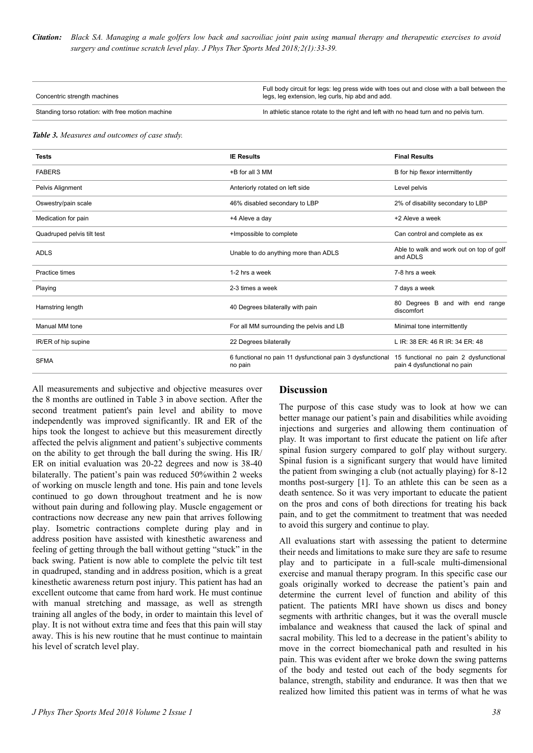| | |
|---|---|
| Concentric strength machines | Full body circuit for legs: leg press wide with toes out and close with a ball between the legs, leg extension, leg curls, hip abd and add. |
| Standing torso rotation: with free motion machine | In athletic stance rotate to the right and left with no head turn and no pelvis turn. |

***Table 3.** Measures and outcomes of case study.*

| Tests | IE Results | Final Results |
|---|---|---|
| FABERS | +B for all 3 MM | B for hip flexor intermittently |
| Pelvis Alignment | Anteriorly rotated on left side | Level pelvis |
| Oswestry/pain scale | 46% disabled secondary to LBP | 2% of disability secondary to LBP |
| Medication for pain | +4 Aleve a day | +2 Aleve a week |
| Quadruped pelvis tilt test | +Impossible to complete | Can control and complete as ex |
| ADLS | Unable to do anything more than ADLS | Able to walk and work out on top of golf and ADLS |
| Practice times | 1-2 hrs a week | 7-8 hrs a week |
| Playing | 2-3 times a week | 7 days a week |
| Hamstring length | 40 Degrees bilaterally with pain | 80 Degrees B and with end range discomfort |
| Manual MM tone | For all MM surrounding the pelvis and LB | Minimal tone intermittently |
| IR/ER of hip supine | 22 Degrees bilaterally | L IR: 38 ER: 46 R IR: 34 ER: 48 |
| SFMA | 6 functional no pain 11 dysfunctional pain 3 dysfunctional no pain | 15 functional no pain 2 dysfunctional pain 4 dysfunctional no pain |

All measurements and subjective and objective measures over the 8 months are outlined in Table 3 in above section. After the second treatment patient's pain level and ability to move independently was improved significantly. IR and ER of the hips took the longest to achieve but this measurement directly affected the pelvis alignment and patient's subjective comments on the ability to get through the ball during the swing. His IR/ER on initial evaluation was 20-22 degrees and now is 38-40 bilaterally. The patient's pain was reduced 50%within 2 weeks of working on muscle length and tone. His pain and tone levels continued to go down throughout treatment and he is now without pain during and following play. Muscle engagement or contractions now decrease any new pain that arrives following play. Isometric contractions complete during play and in address position have assisted with kinesthetic awareness and feeling of getting through the ball without getting "stuck" in the back swing. Patient is now able to complete the pelvic tilt test in quadruped, standing and in address position, which is a great kinesthetic awareness return post injury. This patient has had an excellent outcome that came from hard work. He must continue with manual stretching and massage, as well as strength training all angles of the body, in order to maintain this level of play. It is not without extra time and fees that this pain will stay away. This is his new routine that he must continue to maintain his level of scratch level play.

## Discussion

The purpose of this case study was to look at how we can better manage our patient's pain and disabilities while avoiding injections and surgeries and allowing them continuation of play. It was important to first educate the patient on life after spinal fusion surgery compared to golf play without surgery. Spinal fusion is a significant surgery that would have limited the patient from swinging a club (not actually playing) for 8-12 months post-surgery [1]. To an athlete this can be seen as a death sentence. So it was very important to educate the patient on the pros and cons of both directions for treating his back pain, and to get the commitment to treatment that was needed to avoid this surgery and continue to play.

All evaluations start with assessing the patient to determine their needs and limitations to make sure they are safe to resume play and to participate in a full-scale multi-dimensional exercise and manual therapy program. In this specific case our goals originally worked to decrease the patient's pain and determine the current level of function and ability of this patient. The patients MRI have shown us discs and boney segments with arthritic changes, but it was the overall muscle imbalance and weakness that caused the lack of spinal and sacral mobility. This led to a decrease in the patient's ability to move in the correct biomechanical path and resulted in his pain. This was evident after we broke down the swing patterns of the body and tested out each of the body segments for balance, strength, stability and endurance. It was then that we realized how limited this patient was in terms of what he was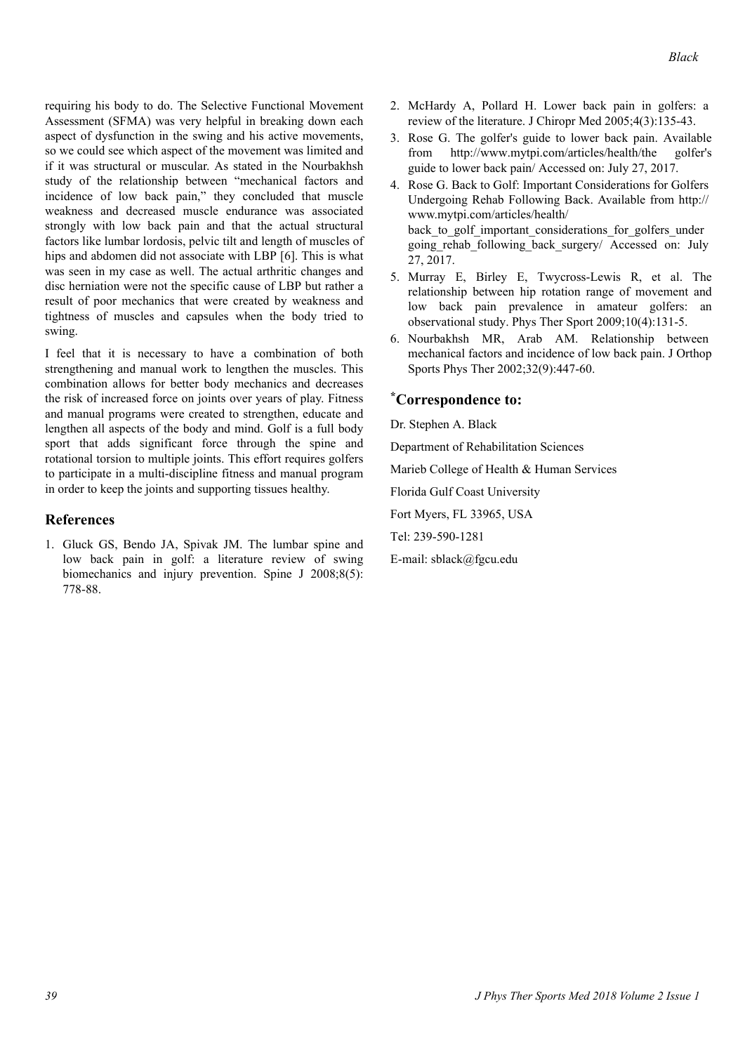requiring his body to do. The Selective Functional Movement Assessment (SFMA) was very helpful in breaking down each aspect of dysfunction in the swing and his active movements, so we could see which aspect of the movement was limited and if it was structural or muscular. As stated in the Nourbakhsh study of the relationship between "mechanical factors and incidence of low back pain," they concluded that muscle weakness and decreased muscle endurance was associated strongly with low back pain and that the actual structural factors like lumbar lordosis, pelvic tilt and length of muscles of hips and abdomen did not associate with LBP [6]. This is what was seen in my case as well. The actual arthritic changes and disc herniation were not the specific cause of LBP but rather a result of poor mechanics that were created by weakness and tightness of muscles and capsules when the body tried to swing.

I feel that it is necessary to have a combination of both strengthening and manual work to lengthen the muscles. This combination allows for better body mechanics and decreases the risk of increased force on joints over years of play. Fitness and manual programs were created to strengthen, educate and lengthen all aspects of the body and mind. Golf is a full body sport that adds significant force through the spine and rotational torsion to multiple joints. This effort requires golfers to participate in a multi-discipline fitness and manual program in order to keep the joints and supporting tissues healthy.

## References

1. Gluck GS, Bendo JA, Spivak JM. The lumbar spine and low back pain in golf: a literature review of swing biomechanics and injury prevention. Spine J 2008;8(5): 778-88.
2. McHardy A, Pollard H. Lower back pain in golfers: a review of the literature. J Chiropr Med 2005;4(3):135-43.
3. Rose G. The golfer's guide to lower back pain. Available from http://www.mytpi.com/articles/health/the golfer's guide to lower back pain/ Accessed on: July 27, 2017.
4. Rose G. Back to Golf: Important Considerations for Golfers Undergoing Rehab Following Back. Available from http://www.mytpi.com/articles/health/back_to_golf_important_considerations_for_golfers_undergoing_rehab_following_back_surgery/ Accessed on: July 27, 2017.
5. Murray E, Birley E, Twycross-Lewis R, et al. The relationship between hip rotation range of movement and low back pain prevalence in amateur golfers: an observational study. Phys Ther Sport 2009;10(4):131-5.
6. Nourbakhsh MR, Arab AM. Relationship between mechanical factors and incidence of low back pain. J Orthop Sports Phys Ther 2002;32(9):447-60.

## *Correspondence to:

Dr. Stephen A. Black

Department of Rehabilitation Sciences

Marieb College of Health & Human Services

Florida Gulf Coast University

Fort Myers, FL 33965, USA

Tel: 239-590-1281

E-mail: sblack@fgcu.edu